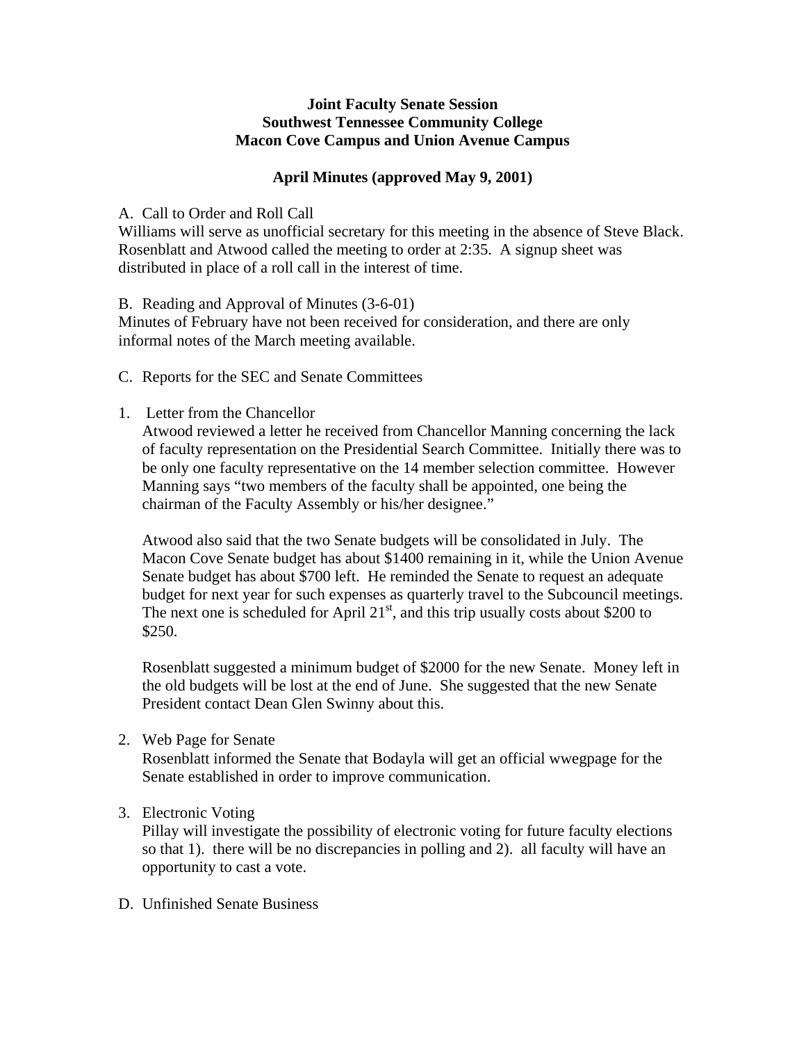**Joint Faculty Senate Session**
**Southwest Tennessee Community College**
**Macon Cove Campus and Union Avenue Campus**

**April Minutes (approved May 9, 2001)**

A. Call to Order and Roll Call

Williams will serve as unofficial secretary for this meeting in the absence of Steve Black. Rosenblatt and Atwood called the meeting to order at 2:35. A signup sheet was distributed in place of a roll call in the interest of time.

B. Reading and Approval of Minutes (3-6-01)

Minutes of February have not been received for consideration, and there are only informal notes of the March meeting available.

C. Reports for the SEC and Senate Committees

1. Letter from the Chancellor

   Atwood reviewed a letter he received from Chancellor Manning concerning the lack of faculty representation on the Presidential Search Committee. Initially there was to be only one faculty representative on the 14 member selection committee. However Manning says "two members of the faculty shall be appointed, one being the chairman of the Faculty Assembly or his/her designee."

   Atwood also said that the two Senate budgets will be consolidated in July. The Macon Cove Senate budget has about $1400 remaining in it, while the Union Avenue Senate budget has about $700 left. He reminded the Senate to request an adequate budget for next year for such expenses as quarterly travel to the Subcouncil meetings. The next one is scheduled for April 21st, and this trip usually costs about $200 to $250.

   Rosenblatt suggested a minimum budget of $2000 for the new Senate. Money left in the old budgets will be lost at the end of June. She suggested that the new Senate President contact Dean Glen Swinny about this.

2. Web Page for Senate

   Rosenblatt informed the Senate that Bodayla will get an official wwegpage for the Senate established in order to improve communication.

3. Electronic Voting

   Pillay will investigate the possibility of electronic voting for future faculty elections so that 1). there will be no discrepancies in polling and 2). all faculty will have an opportunity to cast a vote.

D. Unfinished Senate Business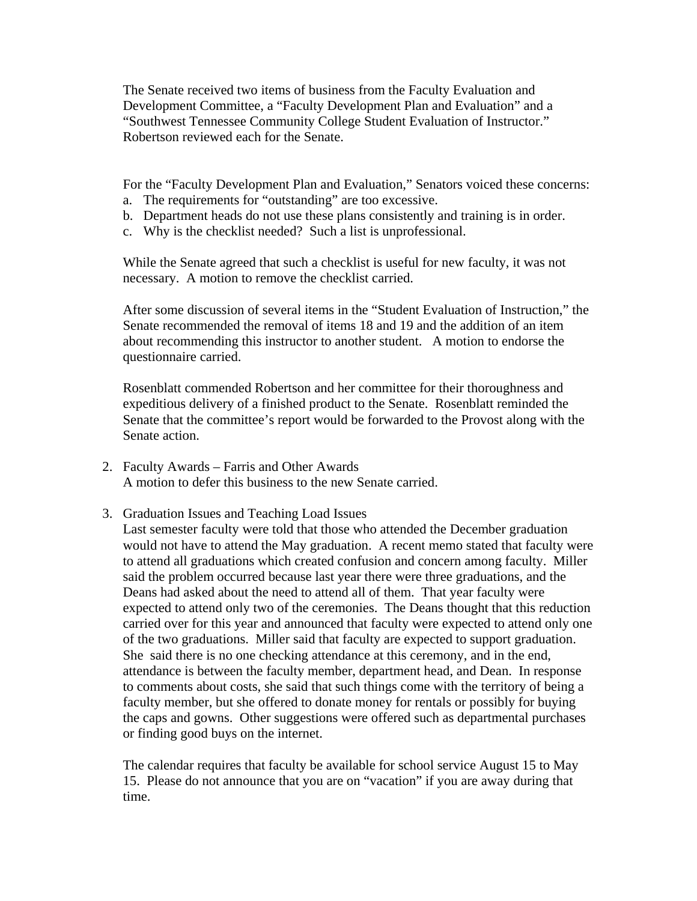The Senate received two items of business from the Faculty Evaluation and Development Committee, a "Faculty Development Plan and Evaluation" and a "Southwest Tennessee Community College Student Evaluation of Instructor." Robertson reviewed each for the Senate.

For the "Faculty Development Plan and Evaluation," Senators voiced these concerns:

a. The requirements for "outstanding" are too excessive.
b. Department heads do not use these plans consistently and training is in order.
c. Why is the checklist needed? Such a list is unprofessional.

While the Senate agreed that such a checklist is useful for new faculty, it was not necessary. A motion to remove the checklist carried.

After some discussion of several items in the "Student Evaluation of Instruction," the Senate recommended the removal of items 18 and 19 and the addition of an item about recommending this instructor to another student. A motion to endorse the questionnaire carried.

Rosenblatt commended Robertson and her committee for their thoroughness and expeditious delivery of a finished product to the Senate. Rosenblatt reminded the Senate that the committee's report would be forwarded to the Provost along with the Senate action.

2. Faculty Awards – Farris and Other Awards
   A motion to defer this business to the new Senate carried.

3. Graduation Issues and Teaching Load Issues
   Last semester faculty were told that those who attended the December graduation would not have to attend the May graduation. A recent memo stated that faculty were to attend all graduations which created confusion and concern among faculty. Miller said the problem occurred because last year there were three graduations, and the Deans had asked about the need to attend all of them. That year faculty were expected to attend only two of the ceremonies. The Deans thought that this reduction carried over for this year and announced that faculty were expected to attend only one of the two graduations. Miller said that faculty are expected to support graduation. She said there is no one checking attendance at this ceremony, and in the end, attendance is between the faculty member, department head, and Dean. In response to comments about costs, she said that such things come with the territory of being a faculty member, but she offered to donate money for rentals or possibly for buying the caps and gowns. Other suggestions were offered such as departmental purchases or finding good buys on the internet.

   The calendar requires that faculty be available for school service August 15 to May 15. Please do not announce that you are on "vacation" if you are away during that time.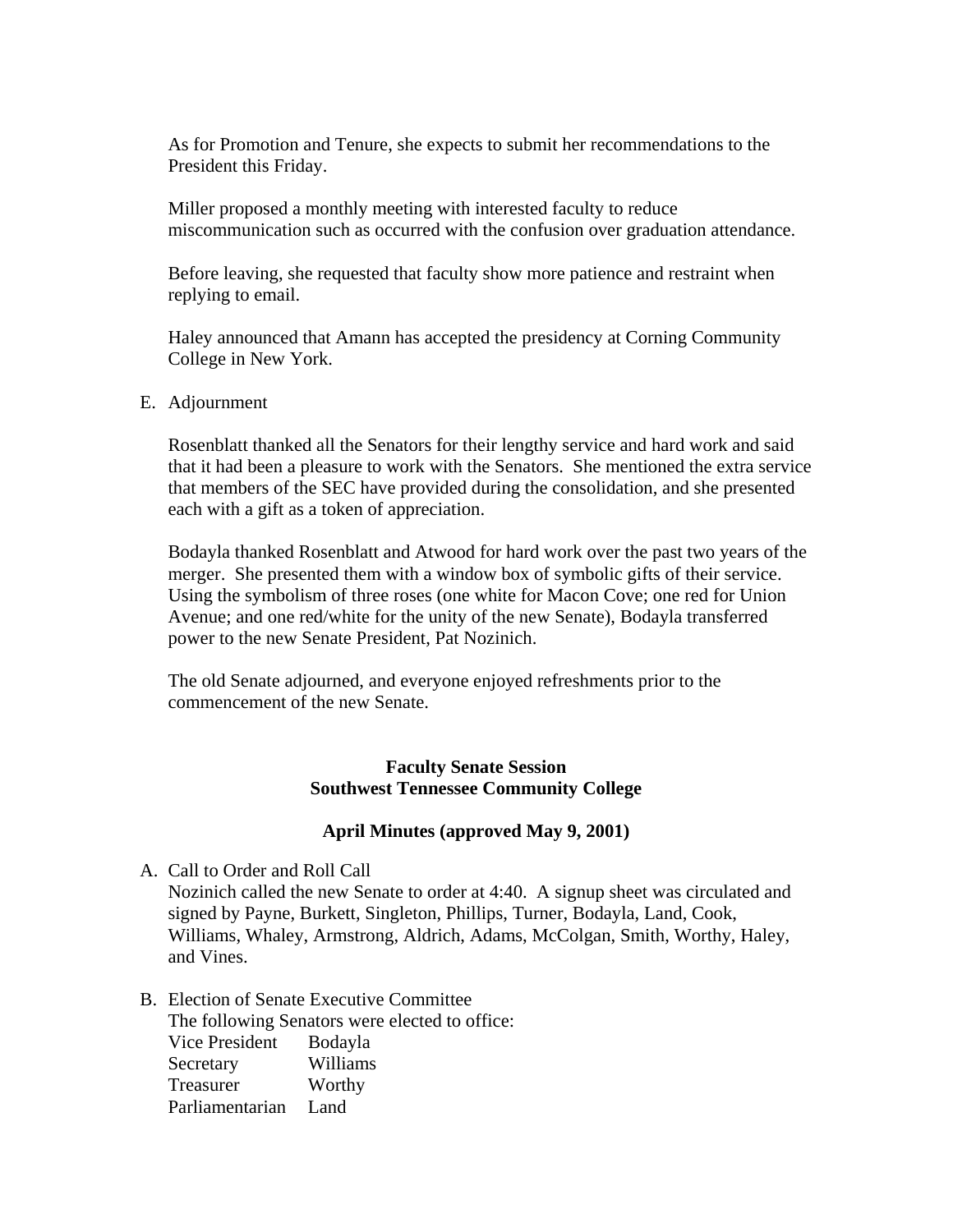As for Promotion and Tenure, she expects to submit her recommendations to the President this Friday.

Miller proposed a monthly meeting with interested faculty to reduce miscommunication such as occurred with the confusion over graduation attendance.

Before leaving, she requested that faculty show more patience and restraint when replying to email.

Haley announced that Amann has accepted the presidency at Corning Community College in New York.

E. Adjournment

Rosenblatt thanked all the Senators for their lengthy service and hard work and said that it had been a pleasure to work with the Senators. She mentioned the extra service that members of the SEC have provided during the consolidation, and she presented each with a gift as a token of appreciation.

Bodayla thanked Rosenblatt and Atwood for hard work over the past two years of the merger. She presented them with a window box of symbolic gifts of their service. Using the symbolism of three roses (one white for Macon Cove; one red for Union Avenue; and one red/white for the unity of the new Senate), Bodayla transferred power to the new Senate President, Pat Nozinich.

The old Senate adjourned, and everyone enjoyed refreshments prior to the commencement of the new Senate.

**Faculty Senate Session**
**Southwest Tennessee Community College**

**April Minutes (approved May 9, 2001)**

A. Call to Order and Roll Call
Nozinich called the new Senate to order at 4:40. A signup sheet was circulated and signed by Payne, Burkett, Singleton, Phillips, Turner, Bodayla, Land, Cook, Williams, Whaley, Armstrong, Aldrich, Adams, McColgan, Smith, Worthy, Haley, and Vines.

B. Election of Senate Executive Committee
The following Senators were elected to office:

| | |
|---|---|
| Vice President | Bodayla |
| Secretary | Williams |
| Treasurer | Worthy |
| Parliamentarian | Land |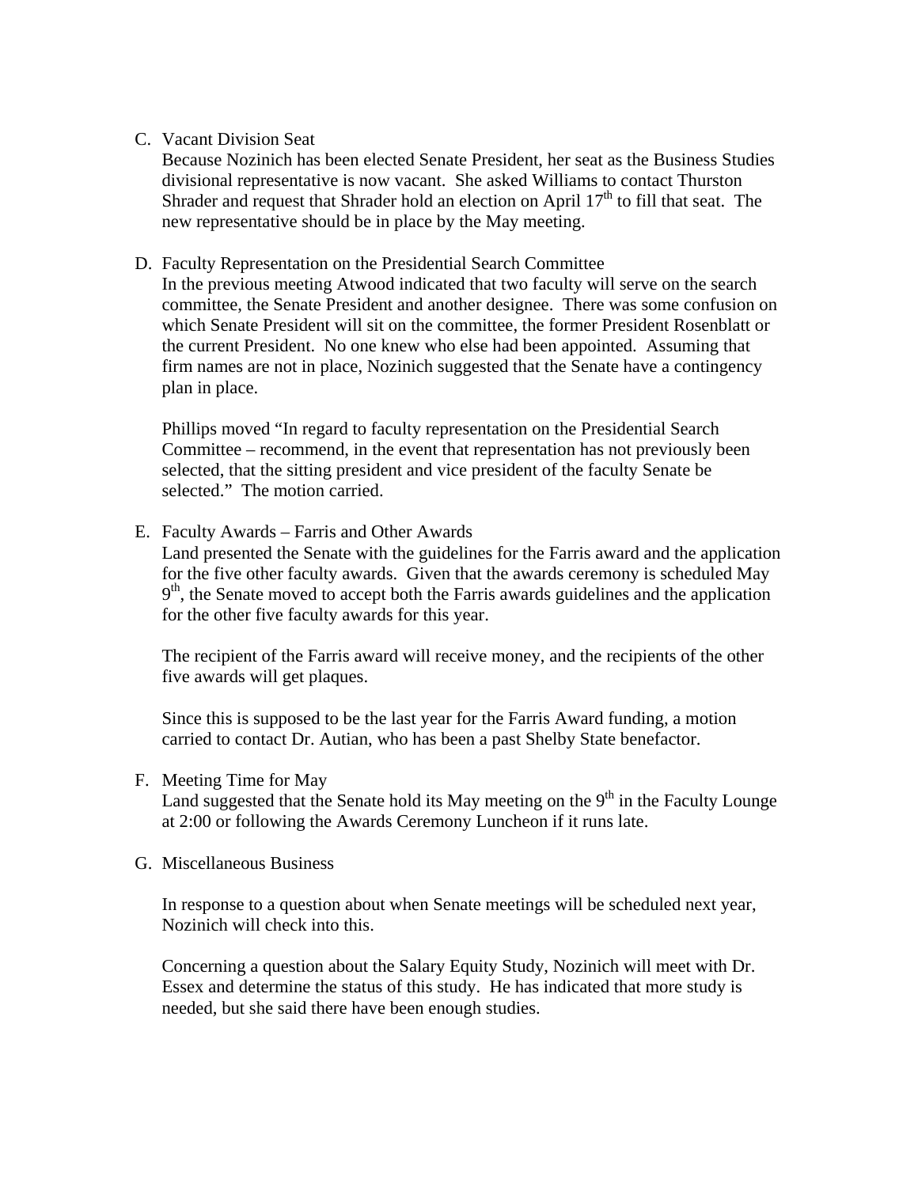C. Vacant Division Seat

Because Nozinich has been elected Senate President, her seat as the Business Studies divisional representative is now vacant. She asked Williams to contact Thurston Shrader and request that Shrader hold an election on April 17th to fill that seat. The new representative should be in place by the May meeting.

D. Faculty Representation on the Presidential Search Committee

In the previous meeting Atwood indicated that two faculty will serve on the search committee, the Senate President and another designee. There was some confusion on which Senate President will sit on the committee, the former President Rosenblatt or the current President. No one knew who else had been appointed. Assuming that firm names are not in place, Nozinich suggested that the Senate have a contingency plan in place.

Phillips moved "In regard to faculty representation on the Presidential Search Committee – recommend, in the event that representation has not previously been selected, that the sitting president and vice president of the faculty Senate be selected." The motion carried.

E. Faculty Awards – Farris and Other Awards

Land presented the Senate with the guidelines for the Farris award and the application for the five other faculty awards. Given that the awards ceremony is scheduled May 9th, the Senate moved to accept both the Farris awards guidelines and the application for the other five faculty awards for this year.

The recipient of the Farris award will receive money, and the recipients of the other five awards will get plaques.

Since this is supposed to be the last year for the Farris Award funding, a motion carried to contact Dr. Autian, who has been a past Shelby State benefactor.

F. Meeting Time for May

Land suggested that the Senate hold its May meeting on the 9th in the Faculty Lounge at 2:00 or following the Awards Ceremony Luncheon if it runs late.

G. Miscellaneous Business

In response to a question about when Senate meetings will be scheduled next year, Nozinich will check into this.

Concerning a question about the Salary Equity Study, Nozinich will meet with Dr. Essex and determine the status of this study. He has indicated that more study is needed, but she said there have been enough studies.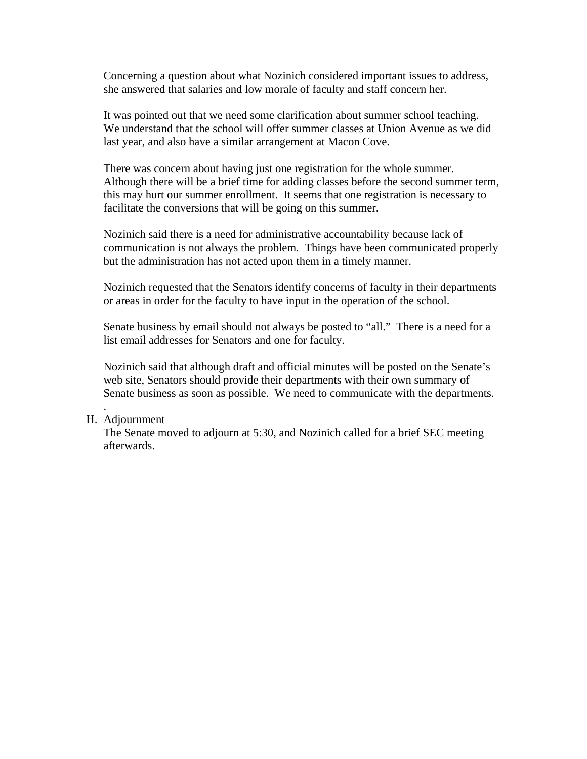Concerning a question about what Nozinich considered important issues to address, she answered that salaries and low morale of faculty and staff concern her.

It was pointed out that we need some clarification about summer school teaching. We understand that the school will offer summer classes at Union Avenue as we did last year, and also have a similar arrangement at Macon Cove.

There was concern about having just one registration for the whole summer. Although there will be a brief time for adding classes before the second summer term, this may hurt our summer enrollment. It seems that one registration is necessary to facilitate the conversions that will be going on this summer.

Nozinich said there is a need for administrative accountability because lack of communication is not always the problem. Things have been communicated properly but the administration has not acted upon them in a timely manner.

Nozinich requested that the Senators identify concerns of faculty in their departments or areas in order for the faculty to have input in the operation of the school.

Senate business by email should not always be posted to "all." There is a need for a list email addresses for Senators and one for faculty.

Nozinich said that although draft and official minutes will be posted on the Senate's web site, Senators should provide their departments with their own summary of Senate business as soon as possible. We need to communicate with the departments.

.

H. Adjournment

The Senate moved to adjourn at 5:30, and Nozinich called for a brief SEC meeting afterwards.